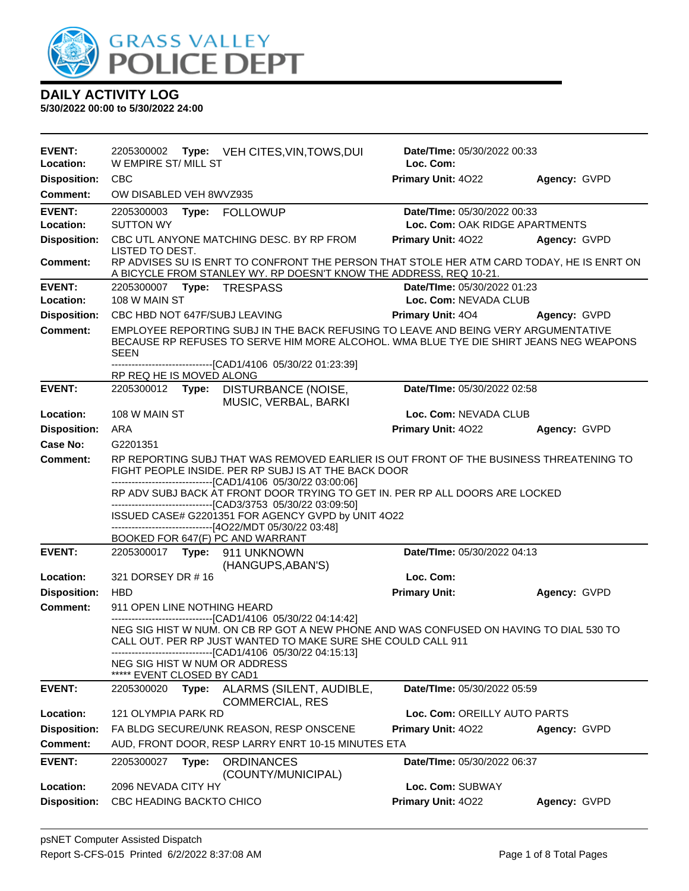# GRASS VALLEY POLICE DEPT

## DAILY ACTIVITY LOG
**5/30/2022 00:00 to 5/30/2022 24:00**

---

**EVENT:** 2205300002 **Type:** VEH CITES,VIN,TOWS,DUI **Date/TIme:** 05/30/2022 00:33
**Location:** W EMPIRE ST/ MILL ST **Loc. Com:**
**Disposition:** CBC **Primary Unit:** 4O22 **Agency:** GVPD
**Comment:** OW DISABLED VEH 8WVZ935

---

**EVENT:** 2205300003 **Type:** FOLLOWUP **Date/TIme:** 05/30/2022 00:33
**Location:** SUTTON WY **Loc. Com:** OAK RIDGE APARTMENTS
**Disposition:** CBC UTL ANYONE MATCHING DESC. BY RP FROM LISTED TO DEST. **Primary Unit:** 4O22 **Agency:** GVPD
**Comment:** RP ADVISES SU IS ENRT TO CONFRONT THE PERSON THAT STOLE HER ATM CARD TODAY, HE IS ENRT ON A BICYCLE FROM STANLEY WY. RP DOESN'T KNOW THE ADDRESS, REQ 10-21.

---

**EVENT:** 2205300007 **Type:** TRESPASS **Date/TIme:** 05/30/2022 01:23
**Location:** 108 W MAIN ST **Loc. Com:** NEVADA CLUB
**Disposition:** CBC HBD NOT 647F/SUBJ LEAVING **Primary Unit:** 4O4 **Agency:** GVPD
**Comment:** EMPLOYEE REPORTING SUBJ IN THE BACK REFUSING TO LEAVE AND BEING VERY ARGUMENTATIVE BECAUSE RP REFUSES TO SERVE HIM MORE ALCOHOL. WMA BLUE TYE DIE SHIRT JEANS NEG WEAPONS SEEN
------------------------------[CAD1/4106 05/30/22 01:23:39]
RP REQ HE IS MOVED ALONG

---

**EVENT:** 2205300012 **Type:** DISTURBANCE (NOISE, MUSIC, VERBAL, BARKI **Date/TIme:** 05/30/2022 02:58
**Location:** 108 W MAIN ST **Loc. Com:** NEVADA CLUB
**Disposition:** ARA **Primary Unit:** 4O22 **Agency:** GVPD
**Case No:** G2201351
**Comment:** RP REPORTING SUBJ THAT WAS REMOVED EARLIER IS OUT FRONT OF THE BUSINESS THREATENING TO FIGHT PEOPLE INSIDE. PER RP SUBJ IS AT THE BACK DOOR
------------------------------[CAD1/4106 05/30/22 03:00:06]
RP ADV SUBJ BACK AT FRONT DOOR TRYING TO GET IN. PER RP ALL DOORS ARE LOCKED
------------------------------[CAD3/3753 05/30/22 03:09:50]
ISSUED CASE# G2201351 FOR AGENCY GVPD by UNIT 4O22
------------------------------[4O22/MDT 05/30/22 03:48]
BOOKED FOR 647(F) PC AND WARRANT

---

**EVENT:** 2205300017 **Type:** 911 UNKNOWN (HANGUPS,ABAN'S) **Date/TIme:** 05/30/2022 04:13
**Location:** 321 DORSEY DR # 16 **Loc. Com:**
**Disposition:** HBD **Primary Unit:** **Agency:** GVPD
**Comment:** 911 OPEN LINE NOTHING HEARD
------------------------------[CAD1/4106 05/30/22 04:14:42]
NEG SIG HIST W NUM. ON CB RP GOT A NEW PHONE AND WAS CONFUSED ON HAVING TO DIAL 530 TO CALL OUT. PER RP JUST WANTED TO MAKE SURE SHE COULD CALL 911
------------------------------[CAD1/4106 05/30/22 04:15:13]
NEG SIG HIST W NUM OR ADDRESS
***** EVENT CLOSED BY CAD1

---

**EVENT:** 2205300020 **Type:** ALARMS (SILENT, AUDIBLE, COMMERCIAL, RES **Date/TIme:** 05/30/2022 05:59
**Location:** 121 OLYMPIA PARK RD **Loc. Com:** OREILLY AUTO PARTS
**Disposition:** FA BLDG SECURE/UNK REASON, RESP ONSCENE **Primary Unit:** 4O22 **Agency:** GVPD
**Comment:** AUD, FRONT DOOR, RESP LARRY ENRT 10-15 MINUTES ETA

---

**EVENT:** 2205300027 **Type:** ORDINANCES (COUNTY/MUNICIPAL) **Date/TIme:** 05/30/2022 06:37
**Location:** 2096 NEVADA CITY HY **Loc. Com:** SUBWAY
**Disposition:** CBC HEADING BACKTO CHICO **Primary Unit:** 4O22 **Agency:** GVPD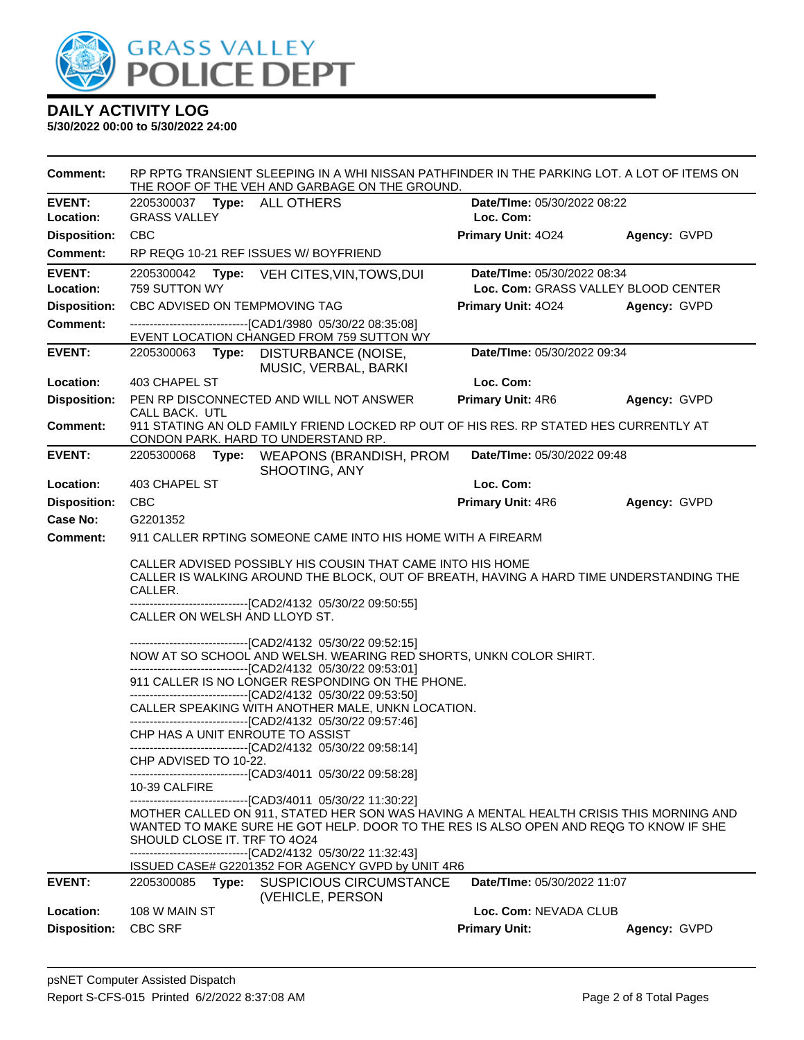# DAILY ACTIVITY LOG

**5/30/2022 00:00 to 5/30/2022 24:00**

**Comment:** RP RPTG TRANSIENT SLEEPING IN A WHI NISSAN PATHFINDER IN THE PARKING LOT. A LOT OF ITEMS ON THE ROOF OF THE VEH AND GARBAGE ON THE GROUND.

---

**EVENT:** 2205300037 **Type:** ALL OTHERS **Date/TIme:** 05/30/2022 08:22
**Location:** GRASS VALLEY **Loc. Com:**
**Disposition:** CBC **Primary Unit:** 4O24 **Agency:** GVPD
**Comment:** RP REQG 10-21 REF ISSUES W/ BOYFRIEND

---

**EVENT:** 2205300042 **Type:** VEH CITES,VIN,TOWS,DUI **Date/TIme:** 05/30/2022 08:34
**Location:** 759 SUTTON WY **Loc. Com:** GRASS VALLEY BLOOD CENTER
**Disposition:** CBC ADVISED ON TEMPMOVING TAG **Primary Unit:** 4O24 **Agency:** GVPD
**Comment:** -------------------------------[CAD1/3980 05/30/22 08:35:08]
EVENT LOCATION CHANGED FROM 759 SUTTON WY

---

**EVENT:** 2205300063 **Type:** DISTURBANCE (NOISE, MUSIC, VERBAL, BARKI **Date/TIme:** 05/30/2022 09:34
**Location:** 403 CHAPEL ST **Loc. Com:**
**Disposition:** PEN RP DISCONNECTED AND WILL NOT ANSWER CALL BACK. UTL **Primary Unit:** 4R6 **Agency:** GVPD
**Comment:** 911 STATING AN OLD FAMILY FRIEND LOCKED RP OUT OF HIS RES. RP STATED HES CURRENTLY AT CONDON PARK. HARD TO UNDERSTAND RP.

---

**EVENT:** 2205300068 **Type:** WEAPONS (BRANDISH, PROM SHOOTING, ANY **Date/TIme:** 05/30/2022 09:48
**Location:** 403 CHAPEL ST **Loc. Com:**
**Disposition:** CBC **Primary Unit:** 4R6 **Agency:** GVPD
**Case No:** G2201352
**Comment:** 911 CALLER RPTING SOMEONE CAME INTO HIS HOME WITH A FIREARM

CALLER ADVISED POSSIBLY HIS COUSIN THAT CAME INTO HIS HOME
CALLER IS WALKING AROUND THE BLOCK, OUT OF BREATH, HAVING A HARD TIME UNDERSTANDING THE CALLER.
-------------------------------[CAD2/4132 05/30/22 09:50:55]
CALLER ON WELSH AND LLOYD ST.

-------------------------------[CAD2/4132 05/30/22 09:52:15]
NOW AT SO SCHOOL AND WELSH. WEARING RED SHORTS, UNKN COLOR SHIRT.
-------------------------------[CAD2/4132 05/30/22 09:53:01]
911 CALLER IS NO LONGER RESPONDING ON THE PHONE.
-------------------------------[CAD2/4132 05/30/22 09:53:50]
CALLER SPEAKING WITH ANOTHER MALE, UNKN LOCATION.
-------------------------------[CAD2/4132 05/30/22 09:57:46]
CHP HAS A UNIT ENROUTE TO ASSIST
-------------------------------[CAD2/4132 05/30/22 09:58:14]
CHP ADVISED TO 10-22.
-------------------------------[CAD3/4011 05/30/22 09:58:28]
10-39 CALFIRE
-------------------------------[CAD3/4011 05/30/22 11:30:22]
MOTHER CALLED ON 911, STATED HER SON WAS HAVING A MENTAL HEALTH CRISIS THIS MORNING AND WANTED TO MAKE SURE HE GOT HELP. DOOR TO THE RES IS ALSO OPEN AND REQG TO KNOW IF SHE SHOULD CLOSE IT. TRF TO 4O24
-------------------------------[CAD2/4132 05/30/22 11:32:43]
ISSUED CASE# G2201352 FOR AGENCY GVPD by UNIT 4R6

---

**EVENT:** 2205300085 **Type:** SUSPICIOUS CIRCUMSTANCE (VEHICLE, PERSON **Date/TIme:** 05/30/2022 11:07
**Location:** 108 W MAIN ST **Loc. Com:** NEVADA CLUB
**Disposition:** CBC SRF **Primary Unit:** **Agency:** GVPD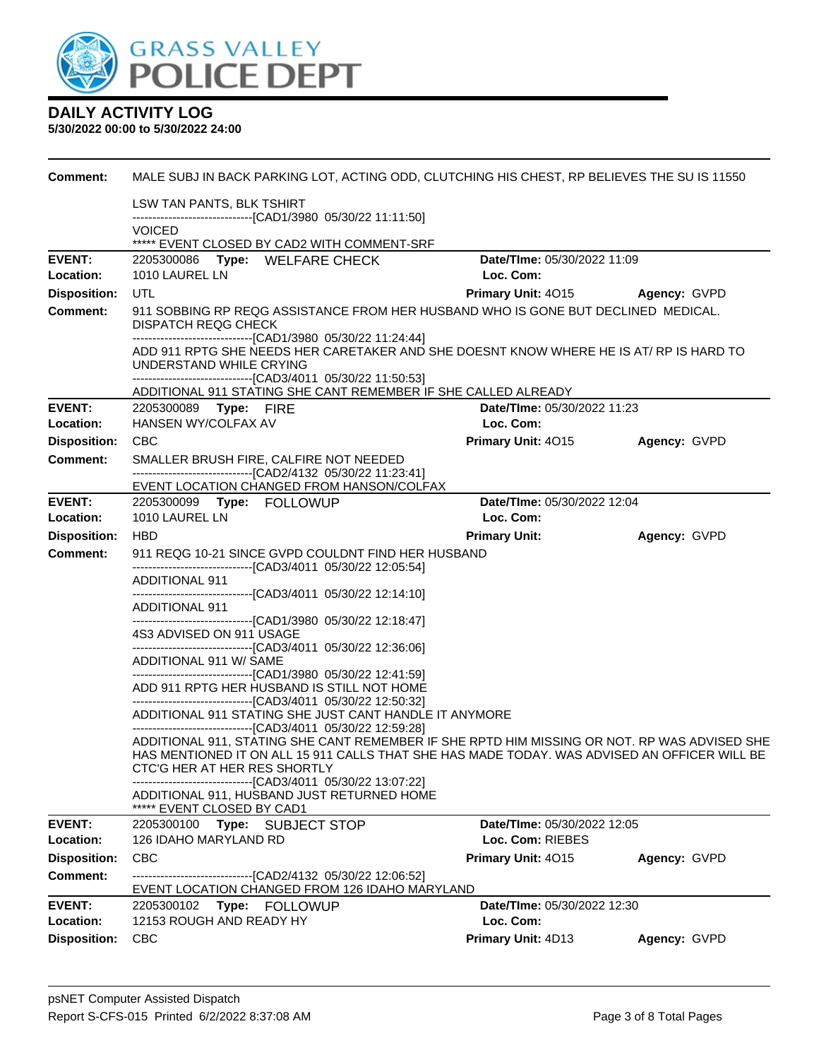# GRASS VALLEY POLICE DEPT

## DAILY ACTIVITY LOG

**5/30/2022 00:00 to 5/30/2022 24:00**

**Comment:** MALE SUBJ IN BACK PARKING LOT, ACTING ODD, CLUTCHING HIS CHEST, RP BELIEVES THE SU IS 11550

LSW TAN PANTS, BLK TSHIRT
------------------------------[CAD1/3980 05/30/22 11:11:50]
VOICED
***** EVENT CLOSED BY CAD2 WITH COMMENT-SRF

---

**EVENT:** 2205300086 **Type:** WELFARE CHECK **Date/TIme:** 05/30/2022 11:09
**Location:** 1010 LAUREL LN **Loc. Com:**
**Disposition:** UTL **Primary Unit:** 4O15 **Agency:** GVPD
**Comment:** 911 SOBBING RP REQG ASSISTANCE FROM HER HUSBAND WHO IS GONE BUT DECLINED MEDICAL. DISPATCH REQG CHECK
------------------------------[CAD1/3980 05/30/22 11:24:44]
ADD 911 RPTG SHE NEEDS HER CARETAKER AND SHE DOESNT KNOW WHERE HE IS AT/ RP IS HARD TO UNDERSTAND WHILE CRYING
------------------------------[CAD3/4011 05/30/22 11:50:53]
ADDITIONAL 911 STATING SHE CANT REMEMBER IF SHE CALLED ALREADY

---

**EVENT:** 2205300089 **Type:** FIRE **Date/TIme:** 05/30/2022 11:23
**Location:** HANSEN WY/COLFAX AV **Loc. Com:**
**Disposition:** CBC **Primary Unit:** 4O15 **Agency:** GVPD
**Comment:** SMALLER BRUSH FIRE, CALFIRE NOT NEEDED
------------------------------[CAD2/4132 05/30/22 11:23:41]
EVENT LOCATION CHANGED FROM HANSON/COLFAX

---

**EVENT:** 2205300099 **Type:** FOLLOWUP **Date/TIme:** 05/30/2022 12:04
**Location:** 1010 LAUREL LN **Loc. Com:**
**Disposition:** HBD **Primary Unit:** **Agency:** GVPD
**Comment:** 911 REQG 10-21 SINCE GVPD COULDNT FIND HER HUSBAND
------------------------------[CAD3/4011 05/30/22 12:05:54]
ADDITIONAL 911
------------------------------[CAD3/4011 05/30/22 12:14:10]
ADDITIONAL 911
------------------------------[CAD1/3980 05/30/22 12:18:47]
4S3 ADVISED ON 911 USAGE
------------------------------[CAD3/4011 05/30/22 12:36:06]
ADDITIONAL 911 W/ SAME
------------------------------[CAD1/3980 05/30/22 12:41:59]
ADD 911 RPTG HER HUSBAND IS STILL NOT HOME
------------------------------[CAD3/4011 05/30/22 12:50:32]
ADDITIONAL 911 STATING SHE JUST CANT HANDLE IT ANYMORE
------------------------------[CAD3/4011 05/30/22 12:59:28]
ADDITIONAL 911, STATING SHE CANT REMEMBER IF SHE RPTD HIM MISSING OR NOT. RP WAS ADVISED SHE HAS MENTIONED IT ON ALL 15 911 CALLS THAT SHE HAS MADE TODAY. WAS ADVISED AN OFFICER WILL BE CTC'G HER AT HER RES SHORTLY
------------------------------[CAD3/4011 05/30/22 13:07:22]
ADDITIONAL 911, HUSBAND JUST RETURNED HOME
***** EVENT CLOSED BY CAD1

---

**EVENT:** 2205300100 **Type:** SUBJECT STOP **Date/TIme:** 05/30/2022 12:05
**Location:** 126 IDAHO MARYLAND RD **Loc. Com:** RIEBES
**Disposition:** CBC **Primary Unit:** 4O15 **Agency:** GVPD
**Comment:** ------------------------------[CAD2/4132 05/30/22 12:06:52]
EVENT LOCATION CHANGED FROM 126 IDAHO MARYLAND

---

**EVENT:** 2205300102 **Type:** FOLLOWUP **Date/TIme:** 05/30/2022 12:30
**Location:** 12153 ROUGH AND READY HY **Loc. Com:**
**Disposition:** CBC **Primary Unit:** 4D13 **Agency:** GVPD

psNET Computer Assisted Dispatch
Report S-CFS-015 Printed 6/2/2022 8:37:08 AM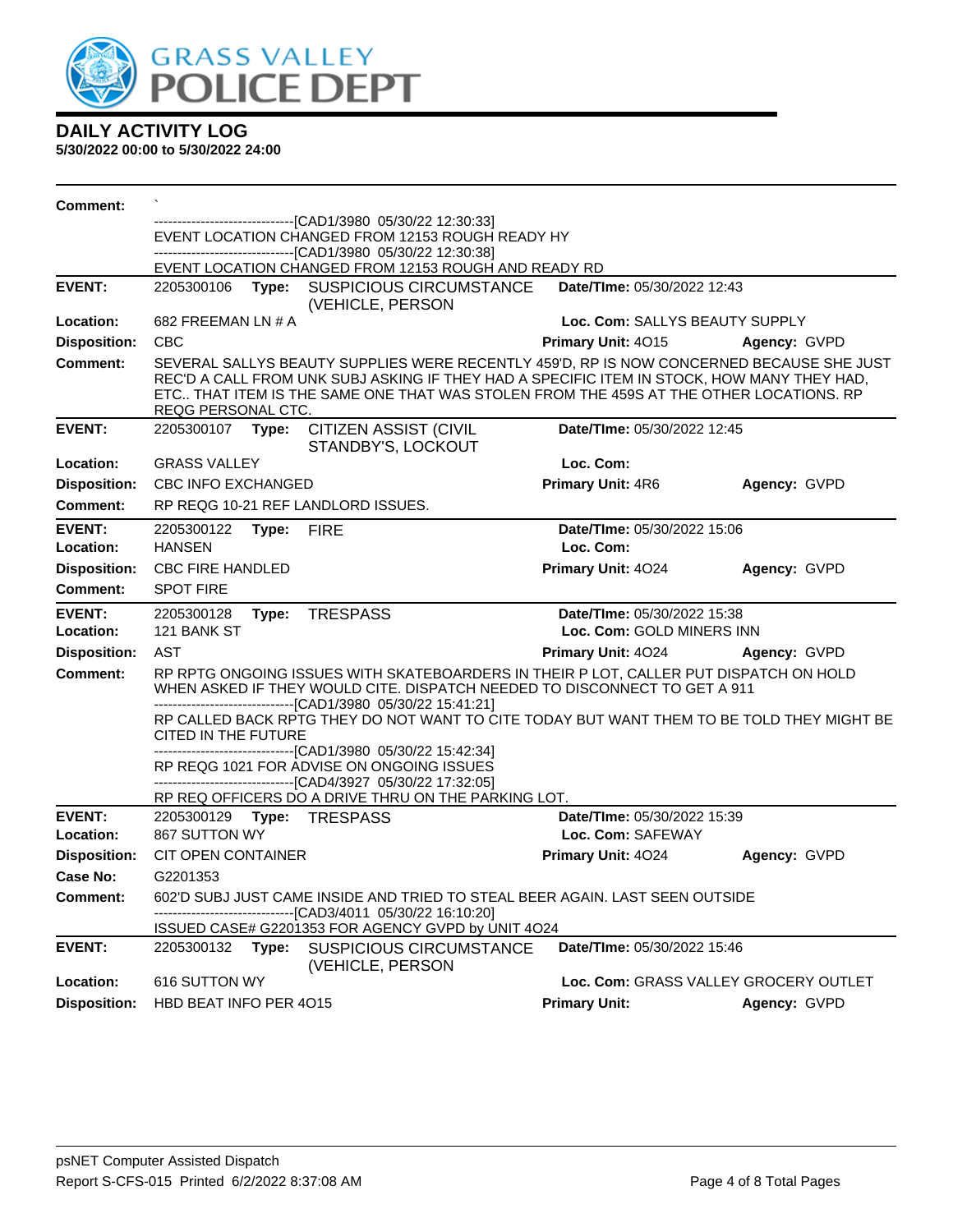# DAILY ACTIVITY LOG

**5/30/2022 00:00 to 5/30/2022 24:00**

**Comment:** `

------------------------------[CAD1/3980 05/30/22 12:30:33]
EVENT LOCATION CHANGED FROM 12153 ROUGH READY HY
------------------------------[CAD1/3980 05/30/22 12:30:38]
EVENT LOCATION CHANGED FROM 12153 ROUGH AND READY RD

---

**EVENT:** 2205300106 **Type:** SUSPICIOUS CIRCUMSTANCE (VEHICLE, PERSON **Date/TIme:** 05/30/2022 12:43
**Location:** 682 FREEMAN LN # A **Loc. Com:** SALLYS BEAUTY SUPPLY
**Disposition:** CBC **Primary Unit:** 4O15 **Agency:** GVPD
**Comment:** SEVERAL SALLYS BEAUTY SUPPLIES WERE RECENTLY 459'D, RP IS NOW CONCERNED BECAUSE SHE JUST REC'D A CALL FROM UNK SUBJ ASKING IF THEY HAD A SPECIFIC ITEM IN STOCK, HOW MANY THEY HAD, ETC.. THAT ITEM IS THE SAME ONE THAT WAS STOLEN FROM THE 459S AT THE OTHER LOCATIONS. RP REQG PERSONAL CTC.

---

**EVENT:** 2205300107 **Type:** CITIZEN ASSIST (CIVIL STANDBY'S, LOCKOUT **Date/TIme:** 05/30/2022 12:45
**Location:** GRASS VALLEY **Loc. Com:**
**Disposition:** CBC INFO EXCHANGED **Primary Unit:** 4R6 **Agency:** GVPD
**Comment:** RP REQG 10-21 REF LANDLORD ISSUES.

---

**EVENT:** 2205300122 **Type:** FIRE **Date/TIme:** 05/30/2022 15:06
**Location:** HANSEN **Loc. Com:**
**Disposition:** CBC FIRE HANDLED **Primary Unit:** 4O24 **Agency:** GVPD
**Comment:** SPOT FIRE

---

**EVENT:** 2205300128 **Type:** TRESPASS **Date/TIme:** 05/30/2022 15:38
**Location:** 121 BANK ST **Loc. Com:** GOLD MINERS INN
**Disposition:** AST **Primary Unit:** 4O24 **Agency:** GVPD
**Comment:** RP RPTG ONGOING ISSUES WITH SKATEBOARDERS IN THEIR P LOT, CALLER PUT DISPATCH ON HOLD WHEN ASKED IF THEY WOULD CITE. DISPATCH NEEDED TO DISCONNECT TO GET A 911
------------------------------[CAD1/3980 05/30/22 15:41:21]
RP CALLED BACK RPTG THEY DO NOT WANT TO CITE TODAY BUT WANT THEM TO BE TOLD THEY MIGHT BE CITED IN THE FUTURE
------------------------------[CAD1/3980 05/30/22 15:42:34]
RP REQG 1021 FOR ADVISE ON ONGOING ISSUES
------------------------------[CAD4/3927 05/30/22 17:32:05]
RP REQ OFFICERS DO A DRIVE THRU ON THE PARKING LOT.

---

**EVENT:** 2205300129 **Type:** TRESPASS **Date/TIme:** 05/30/2022 15:39
**Location:** 867 SUTTON WY **Loc. Com:** SAFEWAY
**Disposition:** CIT OPEN CONTAINER **Primary Unit:** 4O24 **Agency:** GVPD
**Case No:** G2201353
**Comment:** 602'D SUBJ JUST CAME INSIDE AND TRIED TO STEAL BEER AGAIN. LAST SEEN OUTSIDE
------------------------------[CAD3/4011 05/30/22 16:10:20]
ISSUED CASE# G2201353 FOR AGENCY GVPD by UNIT 4O24

---

**EVENT:** 2205300132 **Type:** SUSPICIOUS CIRCUMSTANCE (VEHICLE, PERSON **Date/TIme:** 05/30/2022 15:46
**Location:** 616 SUTTON WY **Loc. Com:** GRASS VALLEY GROCERY OUTLET
**Disposition:** HBD BEAT INFO PER 4O15 **Primary Unit:** **Agency:** GVPD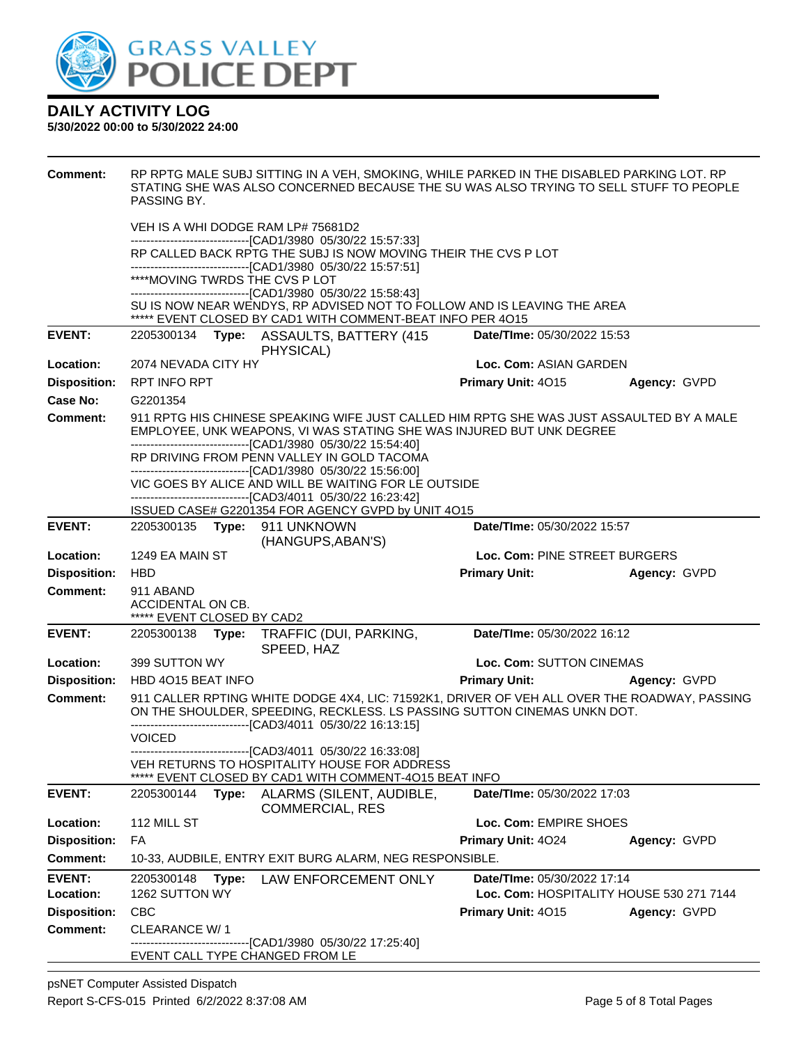**DAILY ACTIVITY LOG**
**5/30/2022 00:00 to 5/30/2022 24:00**

**Comment:** RP RPTG MALE SUBJ SITTING IN A VEH, SMOKING, WHILE PARKED IN THE DISABLED PARKING LOT. RP STATING SHE WAS ALSO CONCERNED BECAUSE THE SU WAS ALSO TRYING TO SELL STUFF TO PEOPLE PASSING BY.

VEH IS A WHI DODGE RAM LP# 75681D2
------------------------------[CAD1/3980 05/30/22 15:57:33]
RP CALLED BACK RPTG THE SUBJ IS NOW MOVING THEIR THE CVS P LOT
------------------------------[CAD1/3980 05/30/22 15:57:51]
****MOVING TWRDS THE CVS P LOT
------------------------------[CAD1/3980 05/30/22 15:58:43]
SU IS NOW NEAR WENDYS, RP ADVISED NOT TO FOLLOW AND IS LEAVING THE AREA
***** EVENT CLOSED BY CAD1 WITH COMMENT-BEAT INFO PER 4O15

---

**EVENT:** 2205300134 **Type:** ASSAULTS, BATTERY (415 PHYSICAL) **Date/TIme:** 05/30/2022 15:53
**Location:** 2074 NEVADA CITY HY **Loc. Com:** ASIAN GARDEN
**Disposition:** RPT INFO RPT **Primary Unit:** 4O15 **Agency:** GVPD
**Case No:** G2201354
**Comment:** 911 RPTG HIS CHINESE SPEAKING WIFE JUST CALLED HIM RPTG SHE WAS JUST ASSAULTED BY A MALE EMPLOYEE, UNK WEAPONS, VI WAS STATING SHE WAS INJURED BUT UNK DEGREE
------------------------------[CAD1/3980 05/30/22 15:54:40]
RP DRIVING FROM PENN VALLEY IN GOLD TACOMA
------------------------------[CAD1/3980 05/30/22 15:56:00]
VIC GOES BY ALICE AND WILL BE WAITING FOR LE OUTSIDE
------------------------------[CAD3/4011 05/30/22 16:23:42]
ISSUED CASE# G2201354 FOR AGENCY GVPD by UNIT 4O15

---

**EVENT:** 2205300135 **Type:** 911 UNKNOWN (HANGUPS,ABAN'S) **Date/TIme:** 05/30/2022 15:57
**Location:** 1249 EA MAIN ST **Loc. Com:** PINE STREET BURGERS
**Disposition:** HBD **Primary Unit:** **Agency:** GVPD
**Comment:** 911 ABAND
ACCIDENTAL ON CB.
***** EVENT CLOSED BY CAD2

---

**EVENT:** 2205300138 **Type:** TRAFFIC (DUI, PARKING, SPEED, HAZ **Date/TIme:** 05/30/2022 16:12
**Location:** 399 SUTTON WY **Loc. Com:** SUTTON CINEMAS
**Disposition:** HBD 4O15 BEAT INFO **Primary Unit:** **Agency:** GVPD
**Comment:** 911 CALLER RPTING WHITE DODGE 4X4, LIC: 71592K1, DRIVER OF VEH ALL OVER THE ROADWAY, PASSING ON THE SHOULDER, SPEEDING, RECKLESS. LS PASSING SUTTON CINEMAS UNKN DOT.
------------------------------[CAD3/4011 05/30/22 16:13:15]
VOICED
------------------------------[CAD3/4011 05/30/22 16:33:08]
VEH RETURNS TO HOSPITALITY HOUSE FOR ADDRESS
***** EVENT CLOSED BY CAD1 WITH COMMENT-4O15 BEAT INFO

---

**EVENT:** 2205300144 **Type:** ALARMS (SILENT, AUDIBLE, COMMERCIAL, RES **Date/TIme:** 05/30/2022 17:03
**Location:** 112 MILL ST **Loc. Com:** EMPIRE SHOES
**Disposition:** FA **Primary Unit:** 4O24 **Agency:** GVPD
**Comment:** 10-33, AUDBILE, ENTRY EXIT BURG ALARM, NEG RESPONSIBLE.

---

**EVENT:** 2205300148 **Type:** LAW ENFORCEMENT ONLY **Date/TIme:** 05/30/2022 17:14
**Location:** 1262 SUTTON WY **Loc. Com:** HOSPITALITY HOUSE 530 271 7144
**Disposition:** CBC **Primary Unit:** 4O15 **Agency:** GVPD
**Comment:** CLEARANCE W/ 1
------------------------------[CAD1/3980 05/30/22 17:25:40]
EVENT CALL TYPE CHANGED FROM LE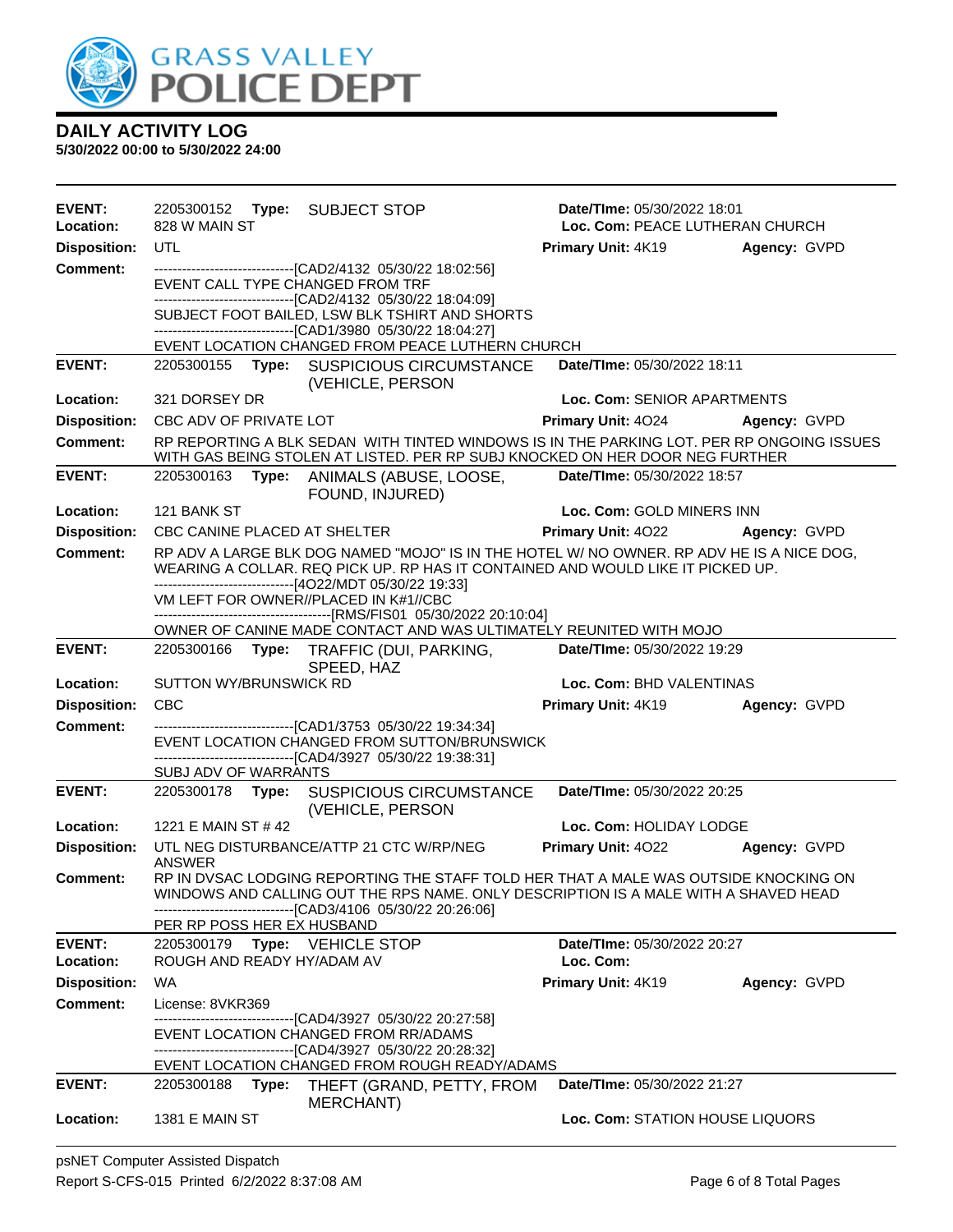# DAILY ACTIVITY LOG

**5/30/2022 00:00 to 5/30/2022 24:00**

**EVENT:** 2205300152 **Type:** SUBJECT STOP **Date/TIme:** 05/30/2022 18:01
**Location:** 828 W MAIN ST **Loc. Com:** PEACE LUTHERAN CHURCH
**Disposition:** UTL **Primary Unit:** 4K19 **Agency:** GVPD
**Comment:**
------------------------------[CAD2/4132 05/30/22 18:02:56]
EVENT CALL TYPE CHANGED FROM TRF
------------------------------[CAD2/4132 05/30/22 18:04:09]
SUBJECT FOOT BAILED, LSW BLK TSHIRT AND SHORTS
------------------------------[CAD1/3980 05/30/22 18:04:27]
EVENT LOCATION CHANGED FROM PEACE LUTHERN CHURCH

**EVENT:** 2205300155 **Type:** SUSPICIOUS CIRCUMSTANCE (VEHICLE, PERSON **Date/TIme:** 05/30/2022 18:11
**Location:** 321 DORSEY DR **Loc. Com:** SENIOR APARTMENTS
**Disposition:** CBC ADV OF PRIVATE LOT **Primary Unit:** 4O24 **Agency:** GVPD
**Comment:** RP REPORTING A BLK SEDAN WITH TINTED WINDOWS IS IN THE PARKING LOT. PER RP ONGOING ISSUES WITH GAS BEING STOLEN AT LISTED. PER RP SUBJ KNOCKED ON HER DOOR NEG FURTHER

**EVENT:** 2205300163 **Type:** ANIMALS (ABUSE, LOOSE, FOUND, INJURED) **Date/TIme:** 05/30/2022 18:57
**Location:** 121 BANK ST **Loc. Com:** GOLD MINERS INN
**Disposition:** CBC CANINE PLACED AT SHELTER **Primary Unit:** 4O22 **Agency:** GVPD
**Comment:** RP ADV A LARGE BLK DOG NAMED "MOJO" IS IN THE HOTEL W/ NO OWNER. RP ADV HE IS A NICE DOG, WEARING A COLLAR. REQ PICK UP. RP HAS IT CONTAINED AND WOULD LIKE IT PICKED UP.
------------------------------[4O22/MDT 05/30/22 19:33]
VM LEFT FOR OWNER//PLACED IN K#1//CBC
--------------------------------------[RMS/FIS01 05/30/2022 20:10:04]
OWNER OF CANINE MADE CONTACT AND WAS ULTIMATELY REUNITED WITH MOJO

**EVENT:** 2205300166 **Type:** TRAFFIC (DUI, PARKING, SPEED, HAZ **Date/TIme:** 05/30/2022 19:29
**Location:** SUTTON WY/BRUNSWICK RD **Loc. Com:** BHD VALENTINAS
**Disposition:** CBC **Primary Unit:** 4K19 **Agency:** GVPD
**Comment:**
------------------------------[CAD1/3753 05/30/22 19:34:34]
EVENT LOCATION CHANGED FROM SUTTON/BRUNSWICK
------------------------------[CAD4/3927 05/30/22 19:38:31]
SUBJ ADV OF WARRANTS

**EVENT:** 2205300178 **Type:** SUSPICIOUS CIRCUMSTANCE (VEHICLE, PERSON **Date/TIme:** 05/30/2022 20:25
**Location:** 1221 E MAIN ST # 42 **Loc. Com:** HOLIDAY LODGE
**Disposition:** UTL NEG DISTURBANCE/ATTP 21 CTC W/RP/NEG ANSWER **Primary Unit:** 4O22 **Agency:** GVPD
**Comment:** RP IN DVSAC LODGING REPORTING THE STAFF TOLD HER THAT A MALE WAS OUTSIDE KNOCKING ON WINDOWS AND CALLING OUT THE RPS NAME. ONLY DESCRIPTION IS A MALE WITH A SHAVED HEAD
------------------------------[CAD3/4106 05/30/22 20:26:06]
PER RP POSS HER EX HUSBAND

**EVENT:** 2205300179 **Type:** VEHICLE STOP **Date/TIme:** 05/30/2022 20:27
**Location:** ROUGH AND READY HY/ADAM AV **Loc. Com:**
**Disposition:** WA **Primary Unit:** 4K19 **Agency:** GVPD
**Comment:** License: 8VKR369
------------------------------[CAD4/3927 05/30/22 20:27:58]
EVENT LOCATION CHANGED FROM RR/ADAMS
------------------------------[CAD4/3927 05/30/22 20:28:32]
EVENT LOCATION CHANGED FROM ROUGH READY/ADAMS

**EVENT:** 2205300188 **Type:** THEFT (GRAND, PETTY, FROM MERCHANT) **Date/TIme:** 05/30/2022 21:27
**Location:** 1381 E MAIN ST **Loc. Com:** STATION HOUSE LIQUORS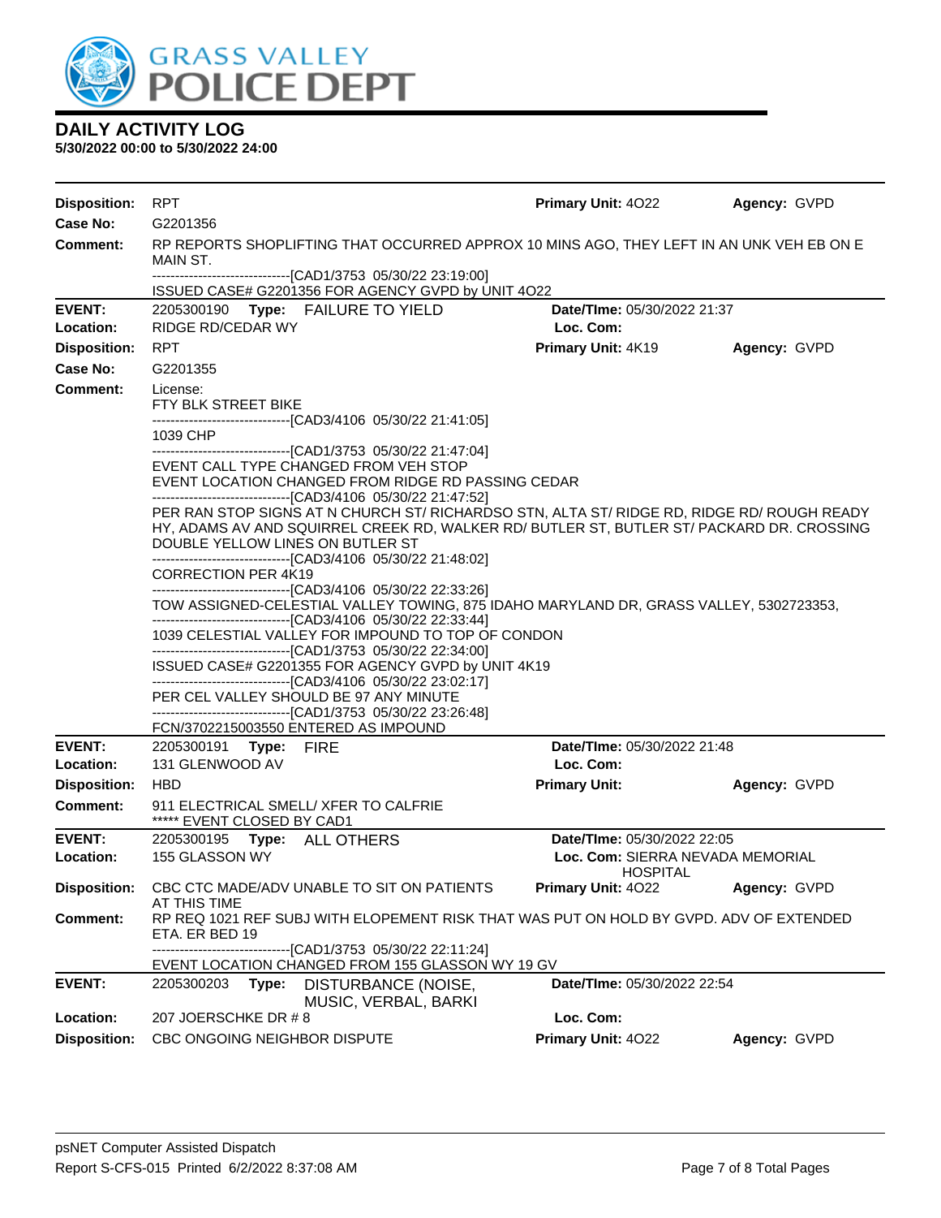# GRASS VALLEY POLICE DEPT

## DAILY ACTIVITY LOG

**5/30/2022 00:00 to 5/30/2022 24:00**

**Disposition:** RPT | **Primary Unit:** 4O22 | **Agency:** GVPD
**Case No:** G2201356
**Comment:** RP REPORTS SHOPLIFTING THAT OCCURRED APPROX 10 MINS AGO, THEY LEFT IN AN UNK VEH EB ON E MAIN ST.
------------------------------[CAD1/3753 05/30/22 23:19:00]
ISSUED CASE# G2201356 FOR AGENCY GVPD by UNIT 4O22

---

**EVENT:** 2205300190 **Type:** FAILURE TO YIELD | **Date/TIme:** 05/30/2022 21:37
**Location:** RIDGE RD/CEDAR WY | **Loc. Com:**
**Disposition:** RPT | **Primary Unit:** 4K19 | **Agency:** GVPD
**Case No:** G2201355
**Comment:** License:
FTY BLK STREET BIKE
------------------------------[CAD3/4106 05/30/22 21:41:05]
1039 CHP
------------------------------[CAD1/3753 05/30/22 21:47:04]
EVENT CALL TYPE CHANGED FROM VEH STOP
EVENT LOCATION CHANGED FROM RIDGE RD PASSING CEDAR
------------------------------[CAD3/4106 05/30/22 21:47:52]
PER RAN STOP SIGNS AT N CHURCH ST/ RICHARDSO STN, ALTA ST/ RIDGE RD, RIDGE RD/ ROUGH READY HY, ADAMS AV AND SQUIRREL CREEK RD, WALKER RD/ BUTLER ST, BUTLER ST/ PACKARD DR. CROSSING DOUBLE YELLOW LINES ON BUTLER ST
------------------------------[CAD3/4106 05/30/22 21:48:02]
CORRECTION PER 4K19
------------------------------[CAD3/4106 05/30/22 22:33:26]
TOW ASSIGNED-CELESTIAL VALLEY TOWING, 875 IDAHO MARYLAND DR, GRASS VALLEY, 5302723353,
------------------------------[CAD3/4106 05/30/22 22:33:44]
1039 CELESTIAL VALLEY FOR IMPOUND TO TOP OF CONDON
------------------------------[CAD1/3753 05/30/22 22:34:00]
ISSUED CASE# G2201355 FOR AGENCY GVPD by UNIT 4K19
------------------------------[CAD3/4106 05/30/22 23:02:17]
PER CEL VALLEY SHOULD BE 97 ANY MINUTE
------------------------------[CAD1/3753 05/30/22 23:26:48]
FCN/3702215003550 ENTERED AS IMPOUND

---

**EVENT:** 2205300191 **Type:** FIRE | **Date/TIme:** 05/30/2022 21:48
**Location:** 131 GLENWOOD AV | **Loc. Com:**
**Disposition:** HBD | **Primary Unit:** | **Agency:** GVPD
**Comment:** 911 ELECTRICAL SMELL/ XFER TO CALFRIE
***** EVENT CLOSED BY CAD1

---

**EVENT:** 2205300195 **Type:** ALL OTHERS | **Date/TIme:** 05/30/2022 22:05
**Location:** 155 GLASSON WY | **Loc. Com:** SIERRA NEVADA MEMORIAL HOSPITAL
**Disposition:** CBC CTC MADE/ADV UNABLE TO SIT ON PATIENTS AT THIS TIME | **Primary Unit:** 4O22 | **Agency:** GVPD
**Comment:** RP REQ 1021 REF SUBJ WITH ELOPEMENT RISK THAT WAS PUT ON HOLD BY GVPD. ADV OF EXTENDED ETA. ER BED 19
------------------------------[CAD1/3753 05/30/22 22:11:24]
EVENT LOCATION CHANGED FROM 155 GLASSON WY 19 GV

---

**EVENT:** 2205300203 **Type:** DISTURBANCE (NOISE, MUSIC, VERBAL, BARKI | **Date/TIme:** 05/30/2022 22:54
**Location:** 207 JOERSCHKE DR # 8 | **Loc. Com:**
**Disposition:** CBC ONGOING NEIGHBOR DISPUTE | **Primary Unit:** 4O22 | **Agency:** GVPD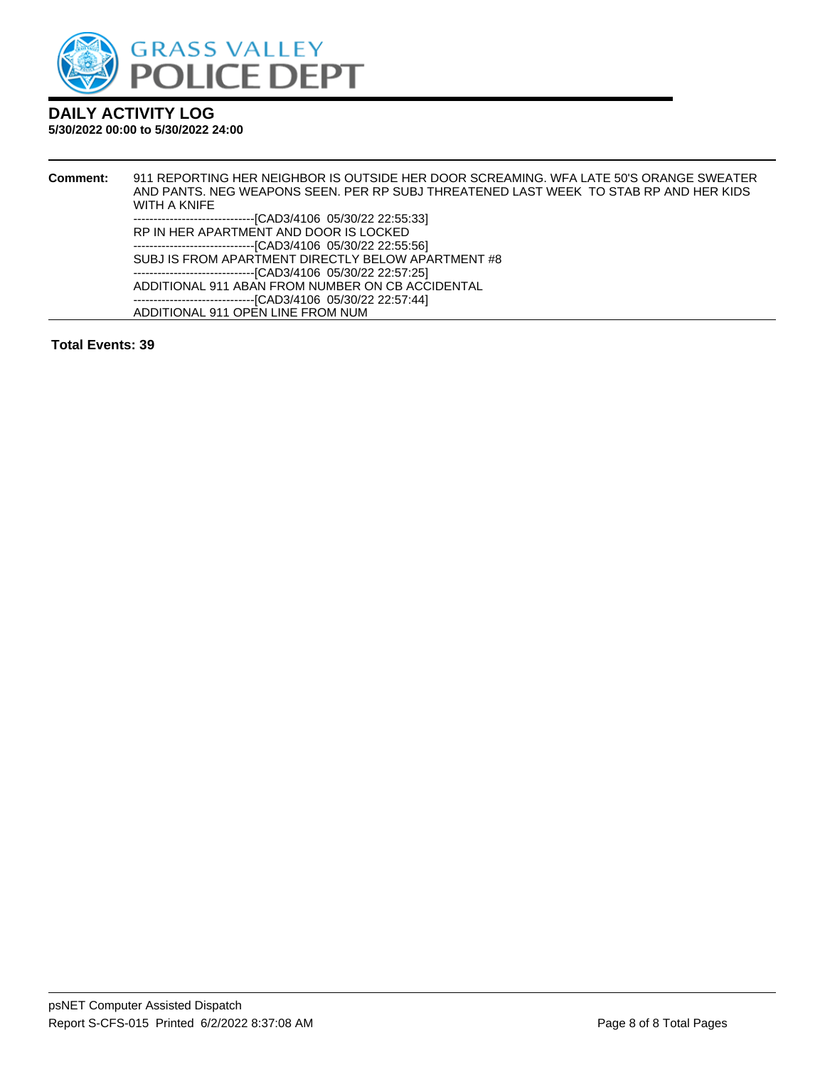**DAILY ACTIVITY LOG**
**5/30/2022 00:00 to 5/30/2022 24:00**

**Comment:** 911 REPORTING HER NEIGHBOR IS OUTSIDE HER DOOR SCREAMING. WFA LATE 50'S ORANGE SWEATER AND PANTS. NEG WEAPONS SEEN. PER RP SUBJ THREATENED LAST WEEK TO STAB RP AND HER KIDS WITH A KNIFE
------------------------------[CAD3/4106 05/30/22 22:55:33]
RP IN HER APARTMENT AND DOOR IS LOCKED
------------------------------[CAD3/4106 05/30/22 22:55:56]
SUBJ IS FROM APARTMENT DIRECTLY BELOW APARTMENT #8
------------------------------[CAD3/4106 05/30/22 22:57:25]
ADDITIONAL 911 ABAN FROM NUMBER ON CB ACCIDENTAL
------------------------------[CAD3/4106 05/30/22 22:57:44]
ADDITIONAL 911 OPEN LINE FROM NUM

**Total Events: 39**

psNET Computer Assisted Dispatch
Report S-CFS-015 Printed 6/2/2022 8:37:08 AM